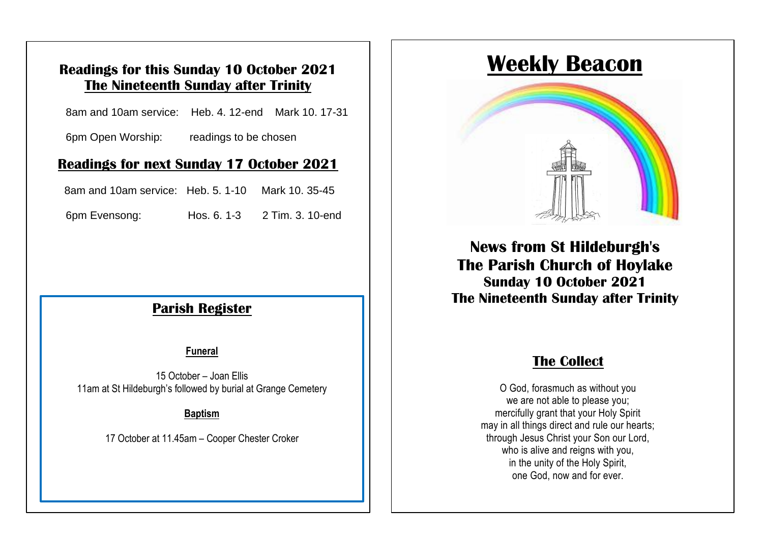## Readings for this Sunday 10 October 2021
## The Nineteenth Sunday after Trinity

| | | |
|---|---|---|
| 8am and 10am service: | Heb. 4. 12-end | Mark 10. 17-31 |
| 6pm Open Worship: | readings to be chosen | |

## Readings for next Sunday 17 October 2021

| | | |
|---|---|---|
| 8am and 10am service: | Heb. 5. 1-10 | Mark 10. 35-45 |
| 6pm Evensong: | Hos. 6. 1-3 | 2 Tim. 3. 10-end |

## Parish Register

**Funeral**

15 October – Joan Ellis
11am at St Hildeburgh's followed by burial at Grange Cemetery

**Baptism**

17 October at 11.45am – Cooper Chester Croker

# Weekly Beacon

## News from St Hildeburgh's
## The Parish Church of Hoylake
### Sunday 10 October 2021
### The Nineteenth Sunday after Trinity

## The Collect

O God, forasmuch as without you
we are not able to please you;
mercifully grant that your Holy Spirit
may in all things direct and rule our hearts;
through Jesus Christ your Son our Lord,
who is alive and reigns with you,
in the unity of the Holy Spirit,
one God, now and for ever.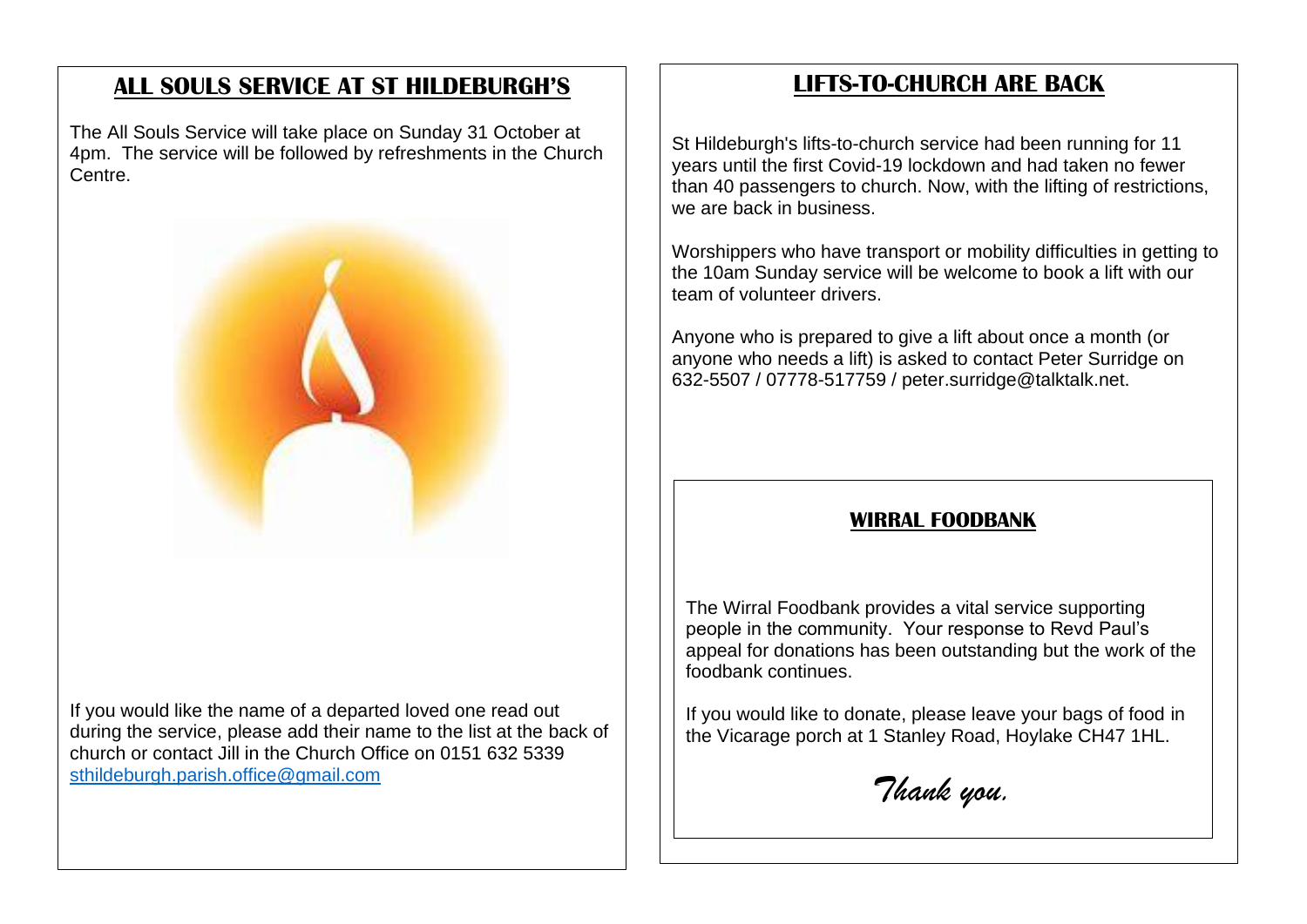## ALL SOULS SERVICE AT ST HILDEBURGH'S

The All Souls Service will take place on Sunday 31 October at 4pm. The service will be followed by refreshments in the Church Centre.

If you would like the name of a departed loved one read out during the service, please add their name to the list at the back of church or contact Jill in the Church Office on 0151 632 5339 sthildeburgh.parish.office@gmail.com

## LIFTS-TO-CHURCH ARE BACK

St Hildeburgh's lifts-to-church service had been running for 11 years until the first Covid-19 lockdown and had taken no fewer than 40 passengers to church. Now, with the lifting of restrictions, we are back in business.

Worshippers who have transport or mobility difficulties in getting to the 10am Sunday service will be welcome to book a lift with our team of volunteer drivers.

Anyone who is prepared to give a lift about once a month (or anyone who needs a lift) is asked to contact Peter Surridge on 632-5507 / 07778-517759 / peter.surridge@talktalk.net.

### WIRRAL FOODBANK

The Wirral Foodbank provides a vital service supporting people in the community. Your response to Revd Paul's appeal for donations has been outstanding but the work of the foodbank continues.

If you would like to donate, please leave your bags of food in the Vicarage porch at 1 Stanley Road, Hoylake CH47 1HL.

*Thank you.*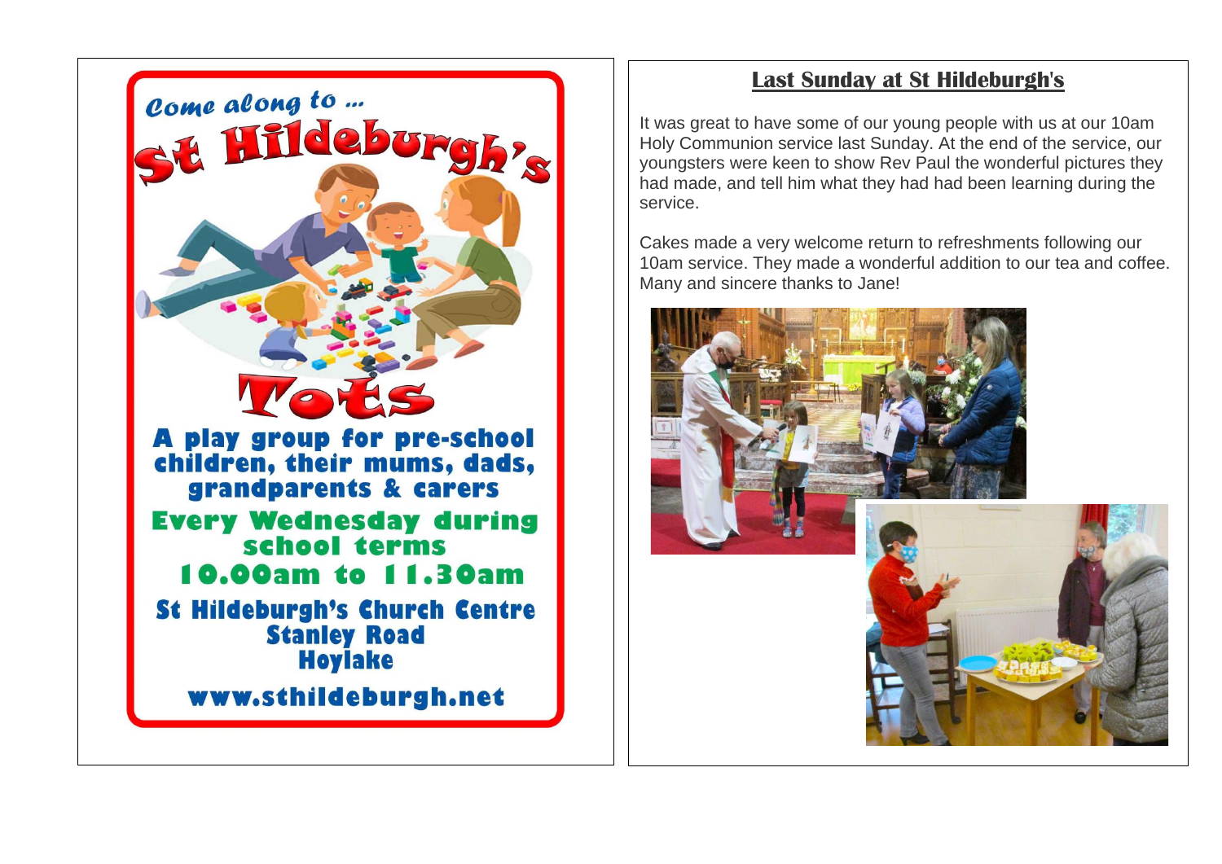Come along to ...

# St Hildeburgh's Tots

**A play group for pre-school children, their mums, dads, grandparents & carers**

**Every Wednesday during school terms**

**10.00am to 11.30am**

**St Hildeburgh's Church Centre**
**Stanley Road**
**Hoylake**

**www.sthildeburgh.net**

## Last Sunday at St Hildeburgh's

It was great to have some of our young people with us at our 10am Holy Communion service last Sunday. At the end of the service, our youngsters were keen to show Rev Paul the wonderful pictures they had made, and tell him what they had had been learning during the service.

Cakes made a very welcome return to refreshments following our 10am service. They made a wonderful addition to our tea and coffee. Many and sincere thanks to Jane!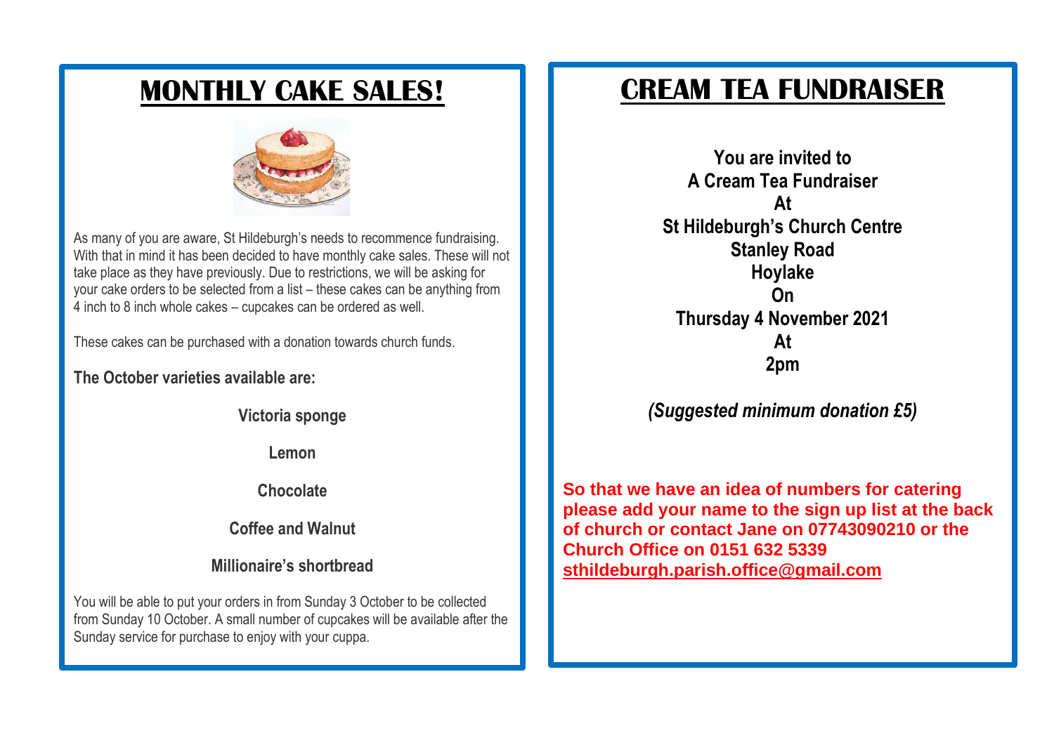# MONTHLY CAKE SALES!

As many of you are aware, St Hildeburgh's needs to recommence fundraising. With that in mind it has been decided to have monthly cake sales. These will not take place as they have previously. Due to restrictions, we will be asking for your cake orders to be selected from a list – these cakes can be anything from 4 inch to 8 inch whole cakes – cupcakes can be ordered as well.

These cakes can be purchased with a donation towards church funds.

**The October varieties available are:**

**Victoria sponge**

**Lemon**

**Chocolate**

**Coffee and Walnut**

**Millionaire's shortbread**

You will be able to put your orders in from Sunday 3 October to be collected from Sunday 10 October. A small number of cupcakes will be available after the Sunday service for purchase to enjoy with your cuppa.

# CREAM TEA FUNDRAISER

**You are invited to**
**A Cream Tea Fundraiser**
**At**
**St Hildeburgh's Church Centre**
**Stanley Road**
**Hoylake**
**On**
**Thursday 4 November 2021**
**At**
**2pm**

***(Suggested minimum donation £5)***

**So that we have an idea of numbers for catering please add your name to the sign up list at the back of church or contact Jane on 07743090210 or the Church Office on 0151 632 5339**
**sthildeburgh.parish.office@gmail.com**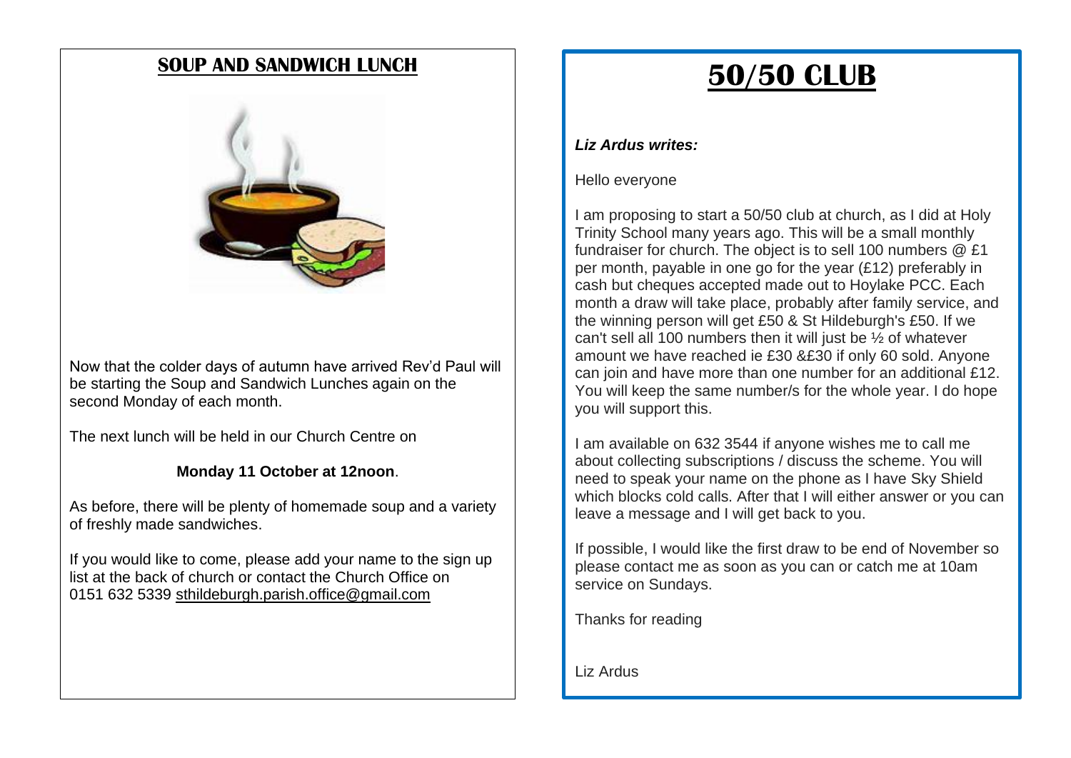## SOUP AND SANDWICH LUNCH

Now that the colder days of autumn have arrived Rev'd Paul will be starting the Soup and Sandwich Lunches again on the second Monday of each month.

The next lunch will be held in our Church Centre on

**Monday 11 October at 12noon**.

As before, there will be plenty of homemade soup and a variety of freshly made sandwiches.

If you would like to come, please add your name to the sign up list at the back of church or contact the Church Office on 0151 632 5339 sthildeburgh.parish.office@gmail.com

# 50/50 CLUB

***Liz Ardus writes:***

Hello everyone

I am proposing to start a 50/50 club at church, as I did at Holy Trinity School many years ago. This will be a small monthly fundraiser for church. The object is to sell 100 numbers @ £1 per month, payable in one go for the year (£12) preferably in cash but cheques accepted made out to Hoylake PCC. Each month a draw will take place, probably after family service, and the winning person will get £50 & St Hildeburgh's £50. If we can't sell all 100 numbers then it will just be ½ of whatever amount we have reached ie £30 &£30 if only 60 sold. Anyone can join and have more than one number for an additional £12. You will keep the same number/s for the whole year. I do hope you will support this.

I am available on 632 3544 if anyone wishes me to call me about collecting subscriptions / discuss the scheme. You will need to speak your name on the phone as I have Sky Shield which blocks cold calls. After that I will either answer or you can leave a message and I will get back to you.

If possible, I would like the first draw to be end of November so please contact me as soon as you can or catch me at 10am service on Sundays.

Thanks for reading

Liz Ardus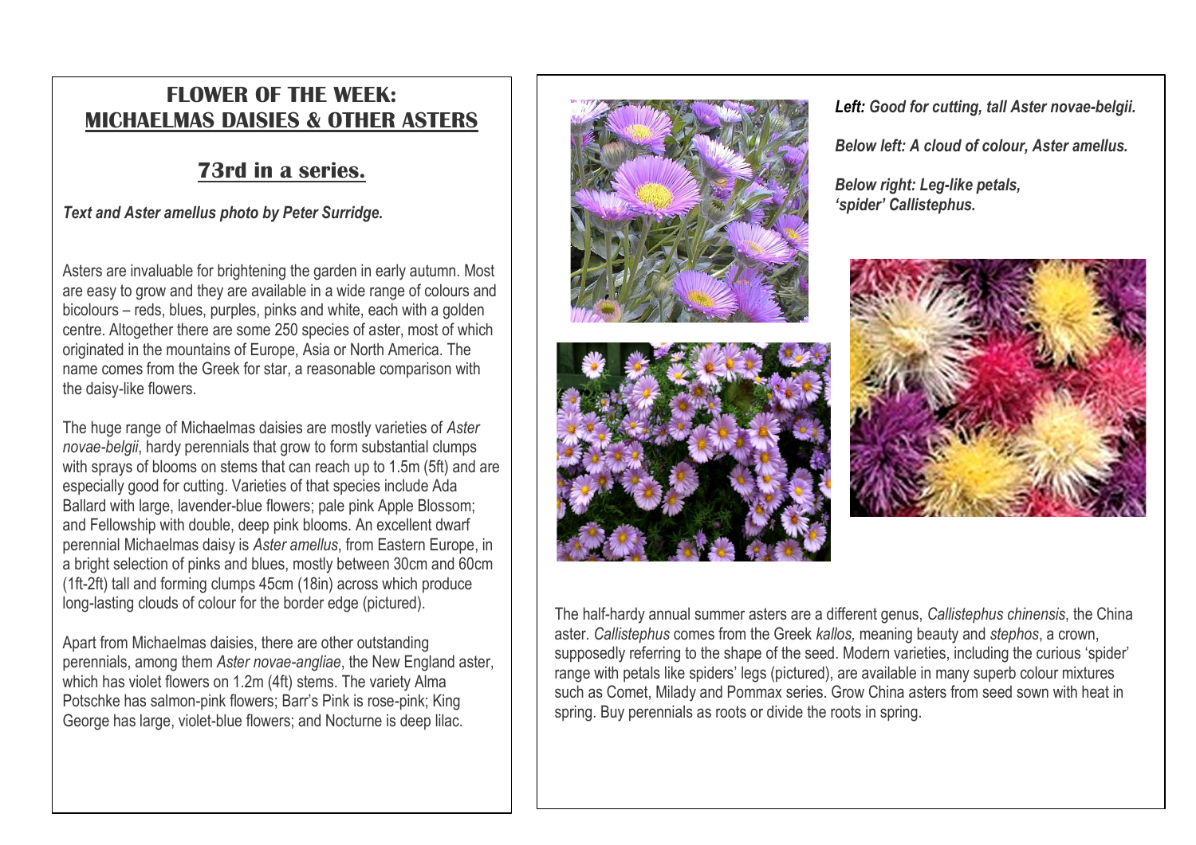# FLOWER OF THE WEEK: MICHAELMAS DAISIES & OTHER ASTERS

## 73rd in a series.

***Text and Aster amellus photo by Peter Surridge.***

Asters are invaluable for brightening the garden in early autumn. Most are easy to grow and they are available in a wide range of colours and bicolours – reds, blues, purples, pinks and white, each with a golden centre. Altogether there are some 250 species of aster, most of which originated in the mountains of Europe, Asia or North America. The name comes from the Greek for star, a reasonable comparison with the daisy-like flowers.

The huge range of Michaelmas daisies are mostly varieties of *Aster novae-belgii*, hardy perennials that grow to form substantial clumps with sprays of blooms on stems that can reach up to 1.5m (5ft) and are especially good for cutting. Varieties of that species include Ada Ballard with large, lavender-blue flowers; pale pink Apple Blossom; and Fellowship with double, deep pink blooms. An excellent dwarf perennial Michaelmas daisy is *Aster amellus*, from Eastern Europe, in a bright selection of pinks and blues, mostly between 30cm and 60cm (1ft-2ft) tall and forming clumps 45cm (18in) across which produce long-lasting clouds of colour for the border edge (pictured).

Apart from Michaelmas daisies, there are other outstanding perennials, among them *Aster novae-angliae*, the New England aster, which has violet flowers on 1.2m (4ft) stems. The variety Alma Potschke has salmon-pink flowers; Barr's Pink is rose-pink; King George has large, violet-blue flowers; and Nocturne is deep lilac.

***Left:* *Good for cutting, tall Aster novae-belgii.***

***Below left: A cloud of colour, Aster amellus.***

***Below right: Leg-like petals, 'spider' Callistephus.***

The half-hardy annual summer asters are a different genus, *Callistephus chinensis*, the China aster. *Callistephus* comes from the Greek *kallos,* meaning beauty and *stephos*, a crown, supposedly referring to the shape of the seed. Modern varieties, including the curious 'spider' range with petals like spiders' legs (pictured), are available in many superb colour mixtures such as Comet, Milady and Pommax series. Grow China asters from seed sown with heat in spring. Buy perennials as roots or divide the roots in spring.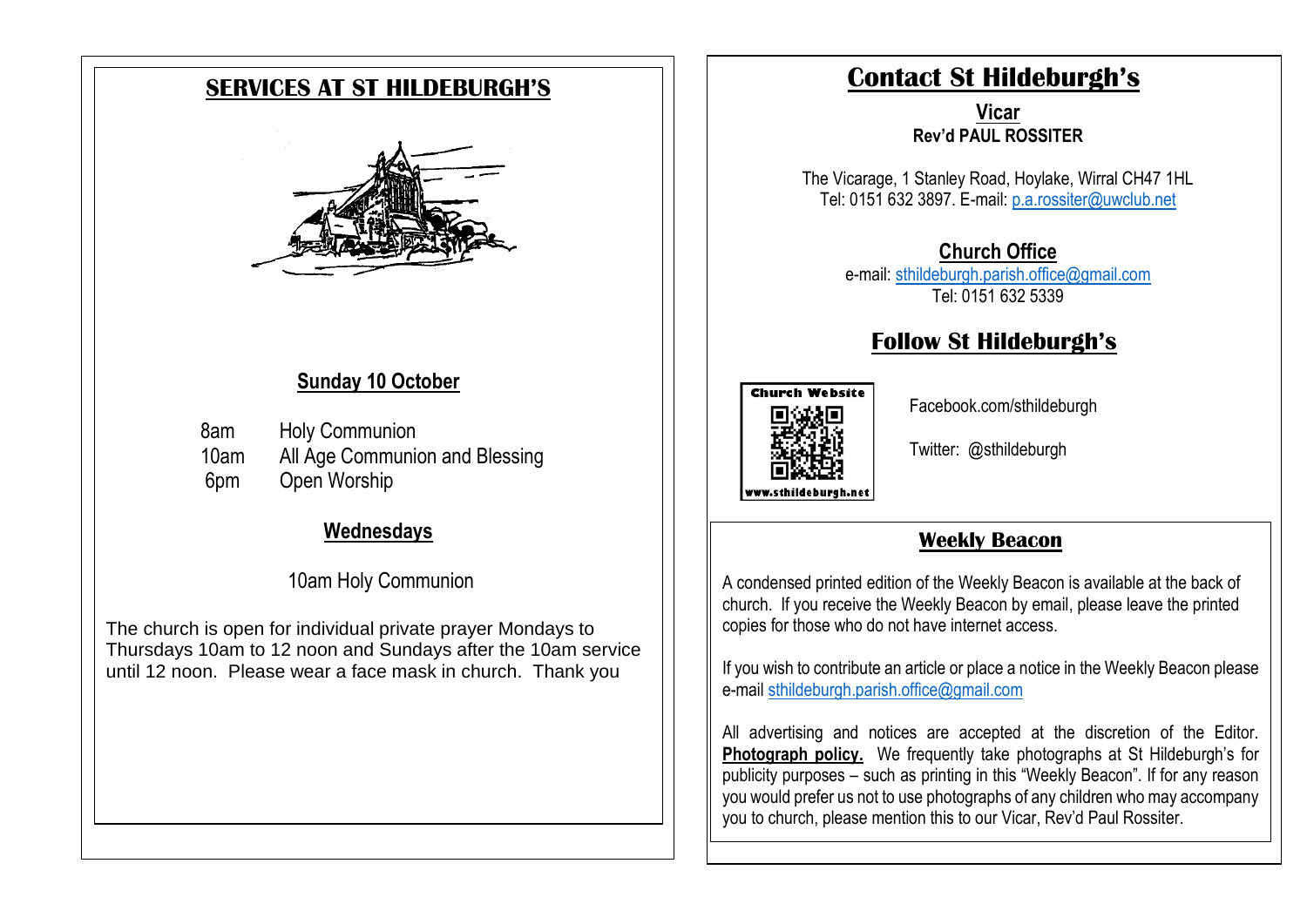## SERVICES AT ST HILDEBURGH'S

### Sunday 10 October

8am Holy Communion
10am All Age Communion and Blessing
6pm Open Worship

### Wednesdays

10am Holy Communion

The church is open for individual private prayer Mondays to Thursdays 10am to 12 noon and Sundays after the 10am service until 12 noon. Please wear a face mask in church. Thank you

## Contact St Hildeburgh's

### Vicar

**Rev'd PAUL ROSSITER**

The Vicarage, 1 Stanley Road, Hoylake, Wirral CH47 1HL
Tel: 0151 632 3897. E-mail: p.a.rossiter@uwclub.net

### Church Office

e-mail: sthildeburgh.parish.office@gmail.com
Tel: 0151 632 5339

## Follow St Hildeburgh's

Church Website
www.sthildeburgh.net

Facebook.com/sthildeburgh

Twitter: @sthildeburgh

### Weekly Beacon

A condensed printed edition of the Weekly Beacon is available at the back of church. If you receive the Weekly Beacon by email, please leave the printed copies for those who do not have internet access.

If you wish to contribute an article or place a notice in the Weekly Beacon please e-mail sthildeburgh.parish.office@gmail.com

All advertising and notices are accepted at the discretion of the Editor. **Photograph policy.** We frequently take photographs at St Hildeburgh's for publicity purposes – such as printing in this "Weekly Beacon". If for any reason you would prefer us not to use photographs of any children who may accompany you to church, please mention this to our Vicar, Rev'd Paul Rossiter.